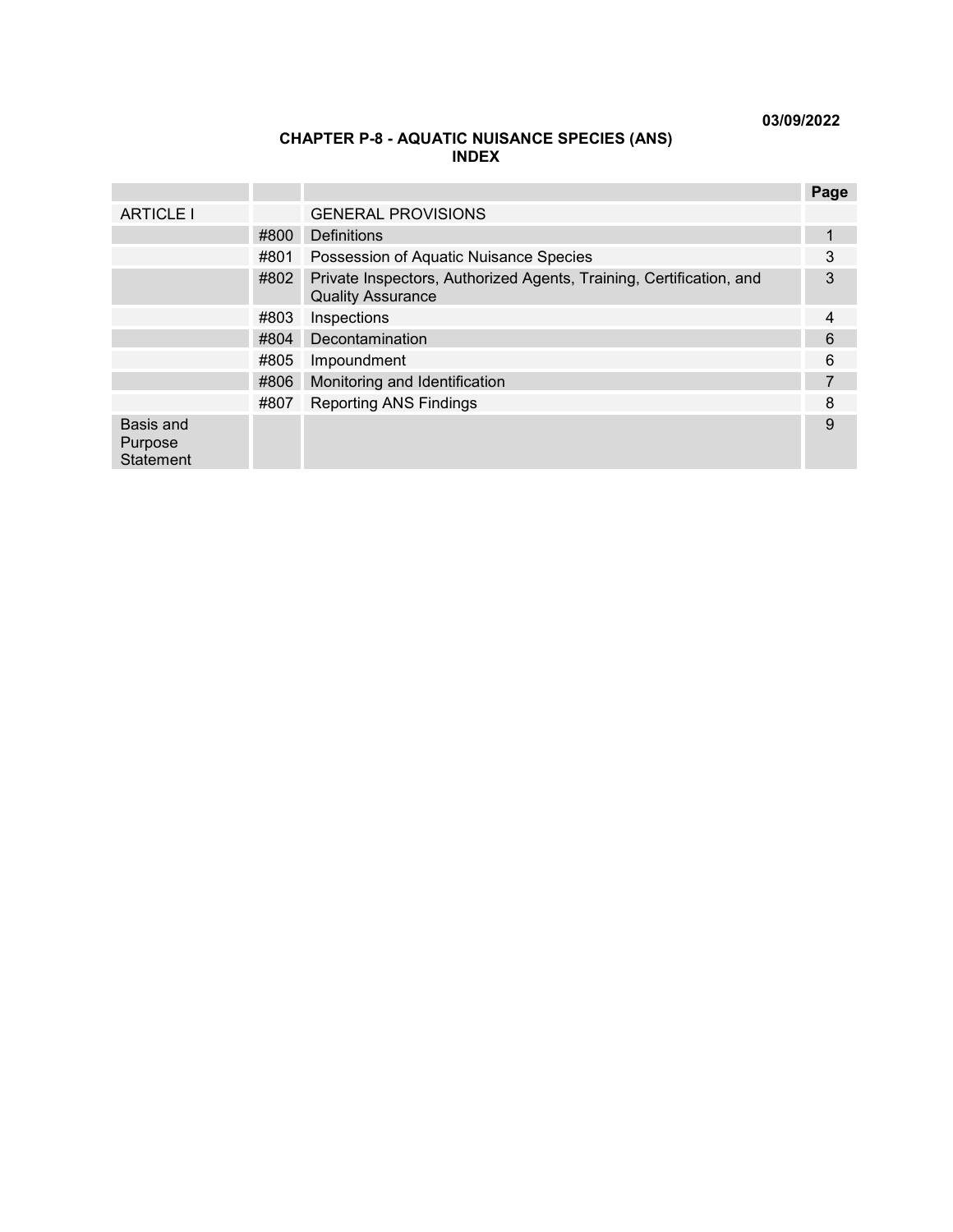03/09/2022

# CHAPTER P-8 - AQUATIC NUISANCE SPECIES (ANS)
## INDEX

| | | | Page |
|---|---|---|---|
| ARTICLE I | | GENERAL PROVISIONS | |
| | #800 | Definitions | 1 |
| | #801 | Possession of Aquatic Nuisance Species | 3 |
| | #802 | Private Inspectors, Authorized Agents, Training, Certification, and Quality Assurance | 3 |
| | #803 | Inspections | 4 |
| | #804 | Decontamination | 6 |
| | #805 | Impoundment | 6 |
| | #806 | Monitoring and Identification | 7 |
| | #807 | Reporting ANS Findings | 8 |
| Basis and Purpose Statement | | | 9 |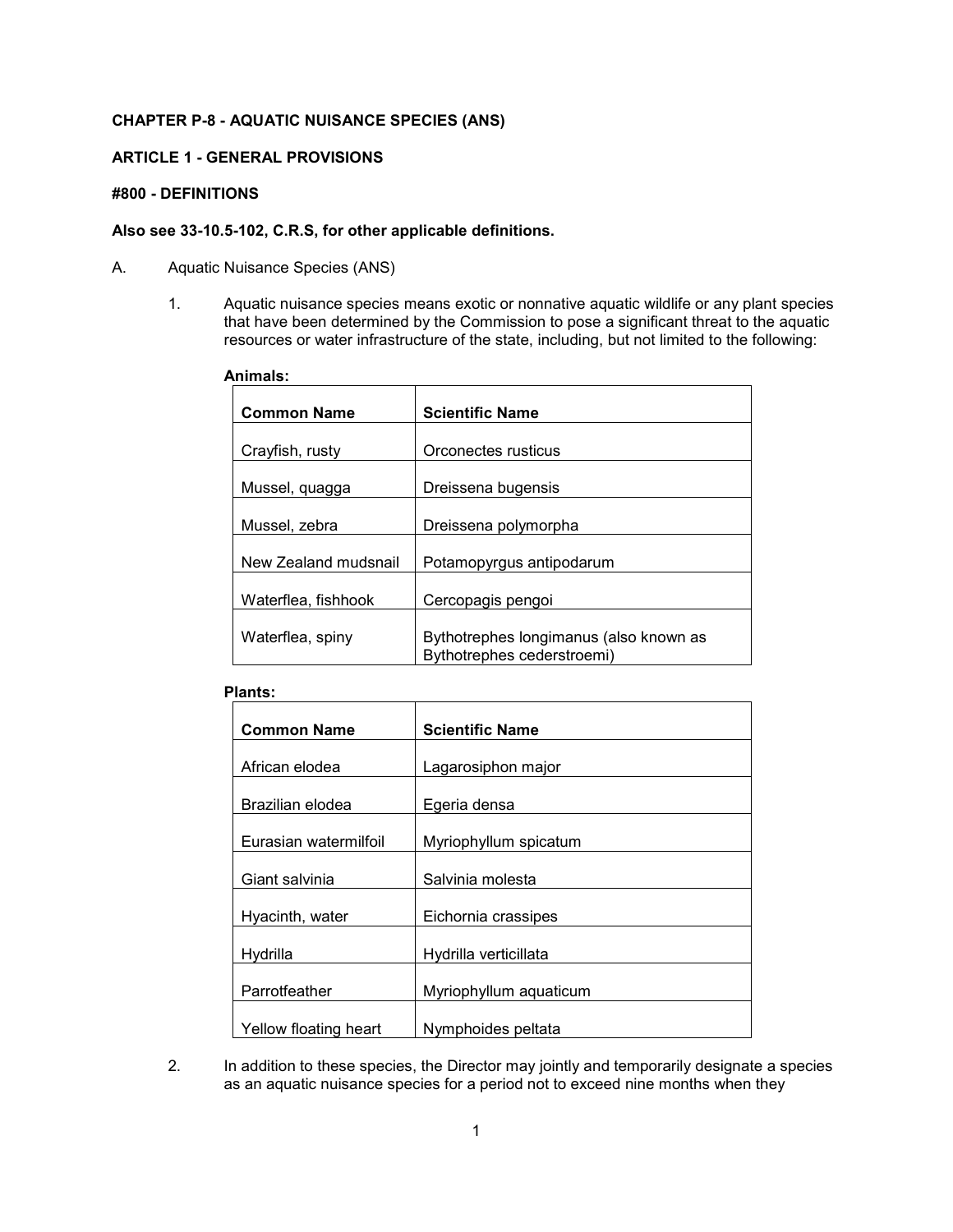**CHAPTER P-8 - AQUATIC NUISANCE SPECIES (ANS)**

**ARTICLE 1 - GENERAL PROVISIONS**

**#800 - DEFINITIONS**

**Also see 33-10.5-102, C.R.S, for other applicable definitions.**

A. Aquatic Nuisance Species (ANS)

1. Aquatic nuisance species means exotic or nonnative aquatic wildlife or any plant species that have been determined by the Commission to pose a significant threat to the aquatic resources or water infrastructure of the state, including, but not limited to the following:

**Animals:**

| **Common Name** | **Scientific Name** |
|---|---|
| Crayfish, rusty | Orconectes rusticus |
| Mussel, quagga | Dreissena bugensis |
| Mussel, zebra | Dreissena polymorpha |
| New Zealand mudsnail | Potamopyrgus antipodarum |
| Waterflea, fishhook | Cercopagis pengoi |
| Waterflea, spiny | Bythotrephes longimanus (also known as Bythotrephes cederstroemi) |

**Plants:**

| **Common Name** | **Scientific Name** |
|---|---|
| African elodea | Lagarosiphon major |
| Brazilian elodea | Egeria densa |
| Eurasian watermilfoil | Myriophyllum spicatum |
| Giant salvinia | Salvinia molesta |
| Hyacinth, water | Eichornia crassipes |
| Hydrilla | Hydrilla verticillata |
| Parrotfeather | Myriophyllum aquaticum |
| Yellow floating heart | Nymphoides peltata |

2. In addition to these species, the Director may jointly and temporarily designate a species as an aquatic nuisance species for a period not to exceed nine months when they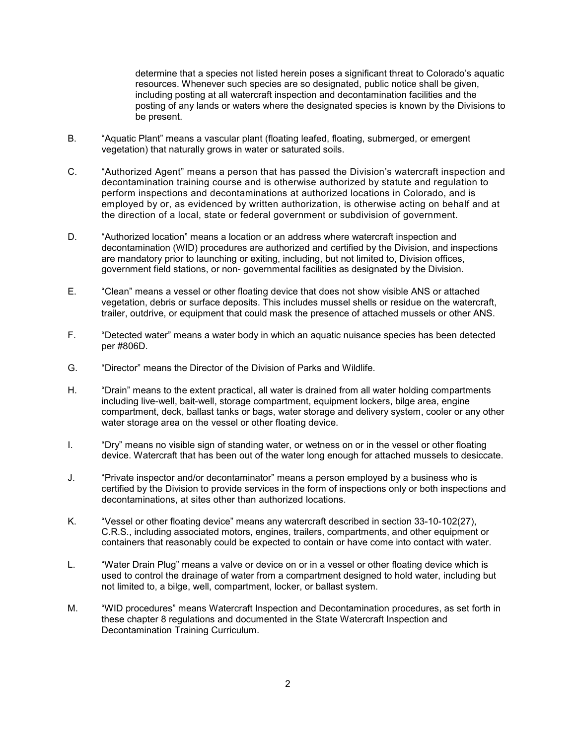determine that a species not listed herein poses a significant threat to Colorado's aquatic resources. Whenever such species are so designated, public notice shall be given, including posting at all watercraft inspection and decontamination facilities and the posting of any lands or waters where the designated species is known by the Divisions to be present.

B. "Aquatic Plant" means a vascular plant (floating leafed, floating, submerged, or emergent vegetation) that naturally grows in water or saturated soils.

C. "Authorized Agent" means a person that has passed the Division's watercraft inspection and decontamination training course and is otherwise authorized by statute and regulation to perform inspections and decontaminations at authorized locations in Colorado, and is employed by or, as evidenced by written authorization, is otherwise acting on behalf and at the direction of a local, state or federal government or subdivision of government.

D. "Authorized location" means a location or an address where watercraft inspection and decontamination (WID) procedures are authorized and certified by the Division, and inspections are mandatory prior to launching or exiting, including, but not limited to, Division offices, government field stations, or non- governmental facilities as designated by the Division.

E. "Clean" means a vessel or other floating device that does not show visible ANS or attached vegetation, debris or surface deposits. This includes mussel shells or residue on the watercraft, trailer, outdrive, or equipment that could mask the presence of attached mussels or other ANS.

F. "Detected water" means a water body in which an aquatic nuisance species has been detected per #806D.

G. "Director" means the Director of the Division of Parks and Wildlife.

H. "Drain" means to the extent practical, all water is drained from all water holding compartments including live-well, bait-well, storage compartment, equipment lockers, bilge area, engine compartment, deck, ballast tanks or bags, water storage and delivery system, cooler or any other water storage area on the vessel or other floating device.

I. "Dry" means no visible sign of standing water, or wetness on or in the vessel or other floating device. Watercraft that has been out of the water long enough for attached mussels to desiccate.

J. "Private inspector and/or decontaminator" means a person employed by a business who is certified by the Division to provide services in the form of inspections only or both inspections and decontaminations, at sites other than authorized locations.

K. "Vessel or other floating device" means any watercraft described in section 33-10-102(27), C.R.S., including associated motors, engines, trailers, compartments, and other equipment or containers that reasonably could be expected to contain or have come into contact with water.

L. "Water Drain Plug" means a valve or device on or in a vessel or other floating device which is used to control the drainage of water from a compartment designed to hold water, including but not limited to, a bilge, well, compartment, locker, or ballast system.

M. "WID procedures" means Watercraft Inspection and Decontamination procedures, as set forth in these chapter 8 regulations and documented in the State Watercraft Inspection and Decontamination Training Curriculum.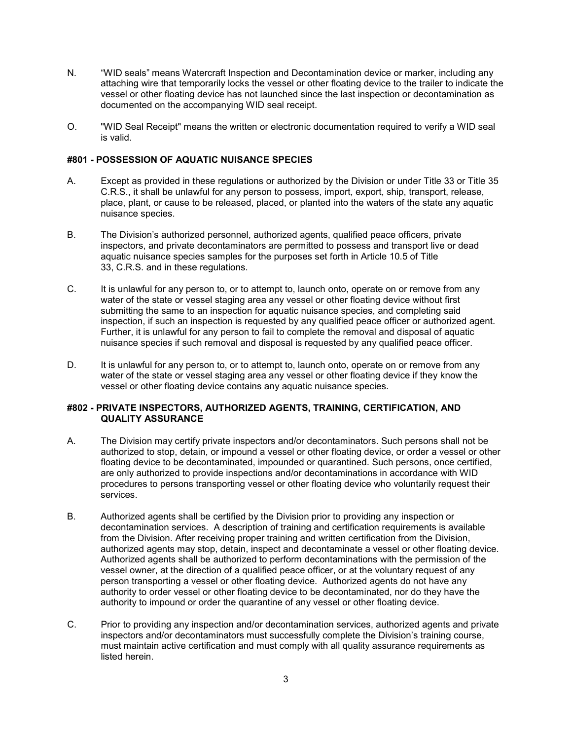N. “WID seals” means Watercraft Inspection and Decontamination device or marker, including any attaching wire that temporarily locks the vessel or other floating device to the trailer to indicate the vessel or other floating device has not launched since the last inspection or decontamination as documented on the accompanying WID seal receipt.

O. "WID Seal Receipt" means the written or electronic documentation required to verify a WID seal is valid.

### #801 - POSSESSION OF AQUATIC NUISANCE SPECIES

A. Except as provided in these regulations or authorized by the Division or under Title 33 or Title 35 C.R.S., it shall be unlawful for any person to possess, import, export, ship, transport, release, place, plant, or cause to be released, placed, or planted into the waters of the state any aquatic nuisance species.

B. The Division’s authorized personnel, authorized agents, qualified peace officers, private inspectors, and private decontaminators are permitted to possess and transport live or dead aquatic nuisance species samples for the purposes set forth in Article 10.5 of Title 33, C.R.S. and in these regulations.

C. It is unlawful for any person to, or to attempt to, launch onto, operate on or remove from any water of the state or vessel staging area any vessel or other floating device without first submitting the same to an inspection for aquatic nuisance species, and completing said inspection, if such an inspection is requested by any qualified peace officer or authorized agent. Further, it is unlawful for any person to fail to complete the removal and disposal of aquatic nuisance species if such removal and disposal is requested by any qualified peace officer.

D. It is unlawful for any person to, or to attempt to, launch onto, operate on or remove from any water of the state or vessel staging area any vessel or other floating device if they know the vessel or other floating device contains any aquatic nuisance species.

### #802 - PRIVATE INSPECTORS, AUTHORIZED AGENTS, TRAINING, CERTIFICATION, AND QUALITY ASSURANCE

A. The Division may certify private inspectors and/or decontaminators. Such persons shall not be authorized to stop, detain, or impound a vessel or other floating device, or order a vessel or other floating device to be decontaminated, impounded or quarantined. Such persons, once certified, are only authorized to provide inspections and/or decontaminations in accordance with WID procedures to persons transporting vessel or other floating device who voluntarily request their services.

B. Authorized agents shall be certified by the Division prior to providing any inspection or decontamination services. A description of training and certification requirements is available from the Division. After receiving proper training and written certification from the Division, authorized agents may stop, detain, inspect and decontaminate a vessel or other floating device. Authorized agents shall be authorized to perform decontaminations with the permission of the vessel owner, at the direction of a qualified peace officer, or at the voluntary request of any person transporting a vessel or other floating device. Authorized agents do not have any authority to order vessel or other floating device to be decontaminated, nor do they have the authority to impound or order the quarantine of any vessel or other floating device.

C. Prior to providing any inspection and/or decontamination services, authorized agents and private inspectors and/or decontaminators must successfully complete the Division’s training course, must maintain active certification and must comply with all quality assurance requirements as listed herein.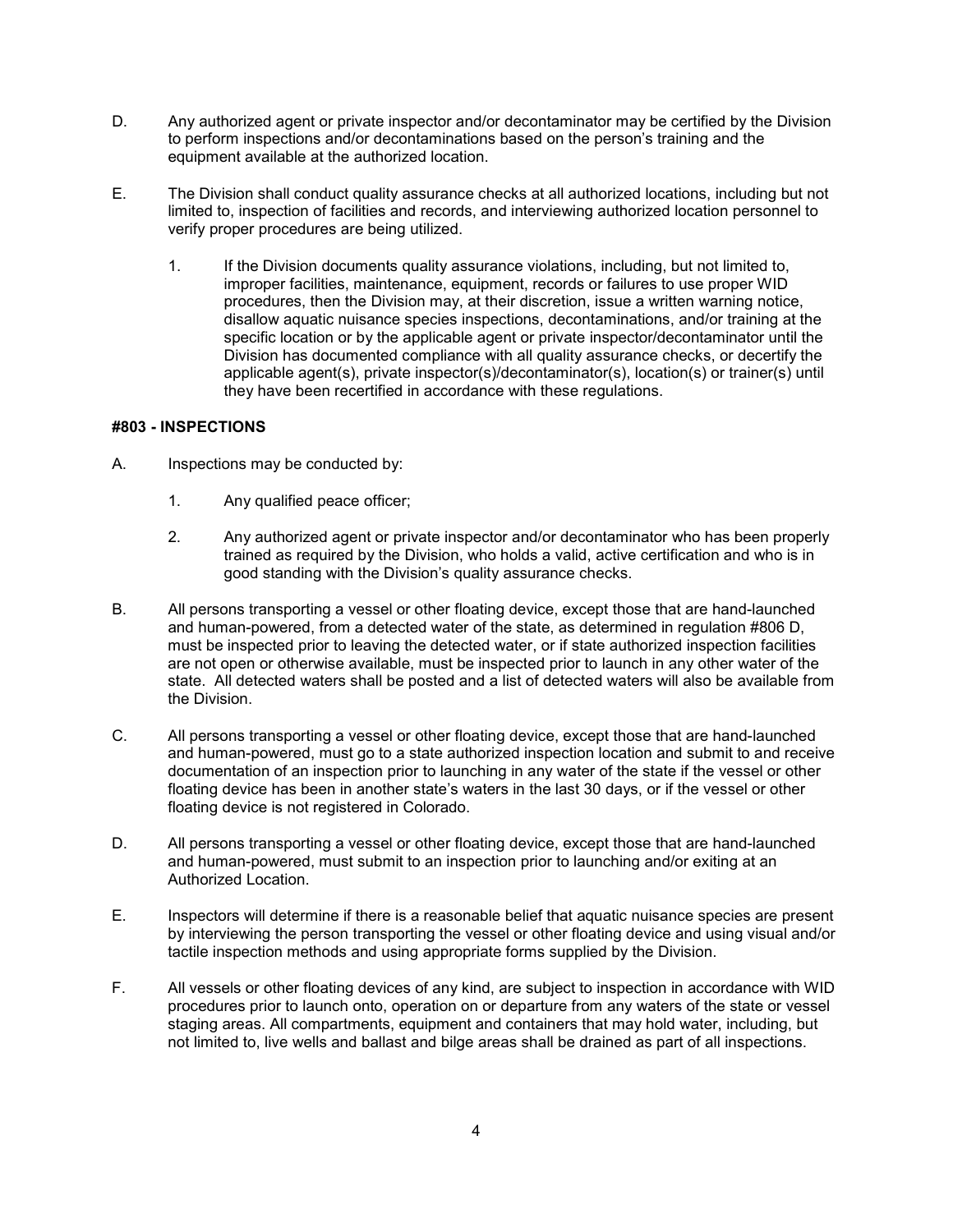D. Any authorized agent or private inspector and/or decontaminator may be certified by the Division to perform inspections and/or decontaminations based on the person's training and the equipment available at the authorized location.

E. The Division shall conduct quality assurance checks at all authorized locations, including but not limited to, inspection of facilities and records, and interviewing authorized location personnel to verify proper procedures are being utilized.

1. If the Division documents quality assurance violations, including, but not limited to, improper facilities, maintenance, equipment, records or failures to use proper WID procedures, then the Division may, at their discretion, issue a written warning notice, disallow aquatic nuisance species inspections, decontaminations, and/or training at the specific location or by the applicable agent or private inspector/decontaminator until the Division has documented compliance with all quality assurance checks, or decertify the applicable agent(s), private inspector(s)/decontaminator(s), location(s) or trainer(s) until they have been recertified in accordance with these regulations.

### #803 - INSPECTIONS

A. Inspections may be conducted by:

1. Any qualified peace officer;

2. Any authorized agent or private inspector and/or decontaminator who has been properly trained as required by the Division, who holds a valid, active certification and who is in good standing with the Division's quality assurance checks.

B. All persons transporting a vessel or other floating device, except those that are hand-launched and human-powered, from a detected water of the state, as determined in regulation #806 D, must be inspected prior to leaving the detected water, or if state authorized inspection facilities are not open or otherwise available, must be inspected prior to launch in any other water of the state. All detected waters shall be posted and a list of detected waters will also be available from the Division.

C. All persons transporting a vessel or other floating device, except those that are hand-launched and human-powered, must go to a state authorized inspection location and submit to and receive documentation of an inspection prior to launching in any water of the state if the vessel or other floating device has been in another state's waters in the last 30 days, or if the vessel or other floating device is not registered in Colorado.

D. All persons transporting a vessel or other floating device, except those that are hand-launched and human-powered, must submit to an inspection prior to launching and/or exiting at an Authorized Location.

E. Inspectors will determine if there is a reasonable belief that aquatic nuisance species are present by interviewing the person transporting the vessel or other floating device and using visual and/or tactile inspection methods and using appropriate forms supplied by the Division.

F. All vessels or other floating devices of any kind, are subject to inspection in accordance with WID procedures prior to launch onto, operation on or departure from any waters of the state or vessel staging areas. All compartments, equipment and containers that may hold water, including, but not limited to, live wells and ballast and bilge areas shall be drained as part of all inspections.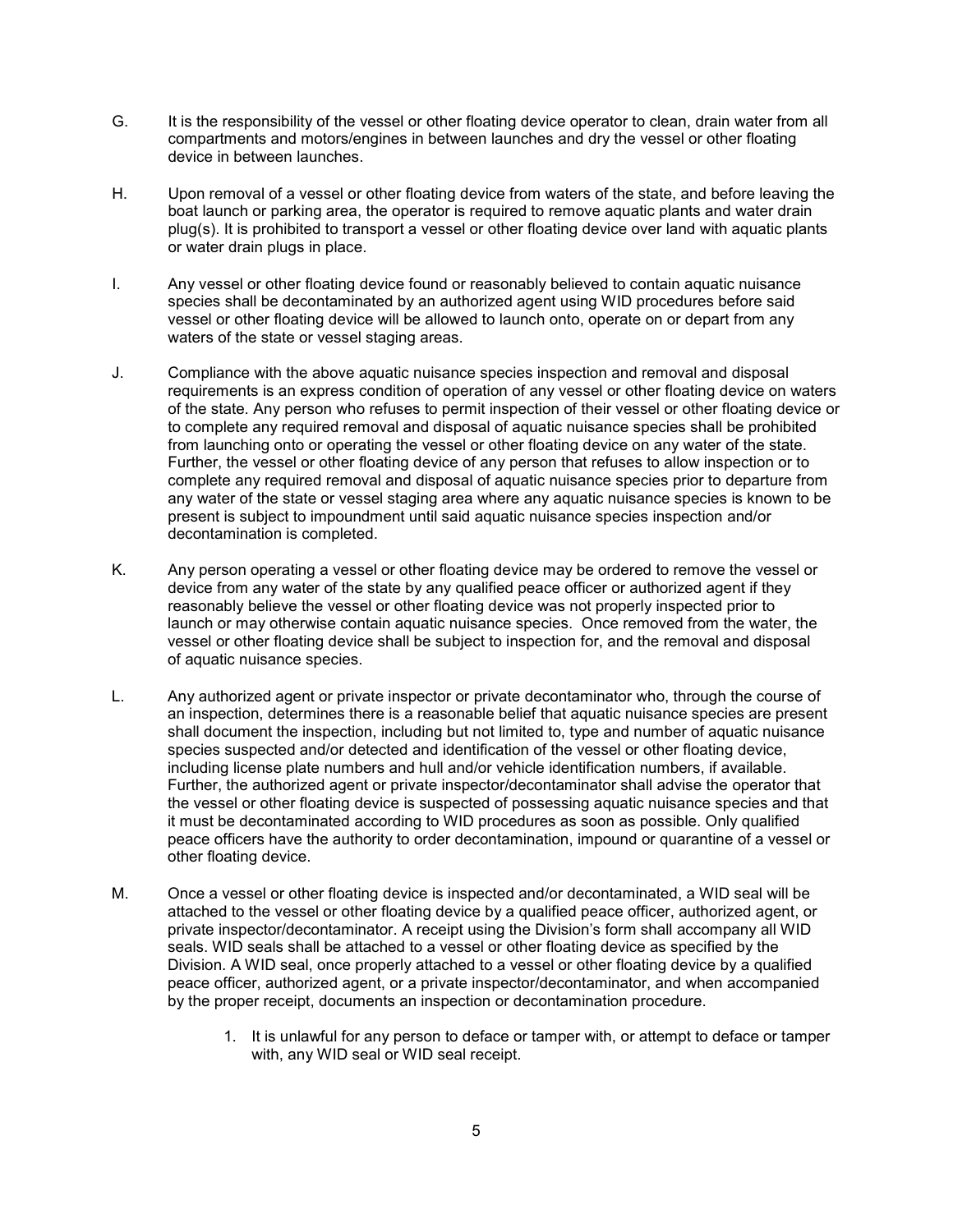G. It is the responsibility of the vessel or other floating device operator to clean, drain water from all compartments and motors/engines in between launches and dry the vessel or other floating device in between launches.

H. Upon removal of a vessel or other floating device from waters of the state, and before leaving the boat launch or parking area, the operator is required to remove aquatic plants and water drain plug(s). It is prohibited to transport a vessel or other floating device over land with aquatic plants or water drain plugs in place.

I. Any vessel or other floating device found or reasonably believed to contain aquatic nuisance species shall be decontaminated by an authorized agent using WID procedures before said vessel or other floating device will be allowed to launch onto, operate on or depart from any waters of the state or vessel staging areas.

J. Compliance with the above aquatic nuisance species inspection and removal and disposal requirements is an express condition of operation of any vessel or other floating device on waters of the state. Any person who refuses to permit inspection of their vessel or other floating device or to complete any required removal and disposal of aquatic nuisance species shall be prohibited from launching onto or operating the vessel or other floating device on any water of the state. Further, the vessel or other floating device of any person that refuses to allow inspection or to complete any required removal and disposal of aquatic nuisance species prior to departure from any water of the state or vessel staging area where any aquatic nuisance species is known to be present is subject to impoundment until said aquatic nuisance species inspection and/or decontamination is completed.

K. Any person operating a vessel or other floating device may be ordered to remove the vessel or device from any water of the state by any qualified peace officer or authorized agent if they reasonably believe the vessel or other floating device was not properly inspected prior to launch or may otherwise contain aquatic nuisance species. Once removed from the water, the vessel or other floating device shall be subject to inspection for, and the removal and disposal of aquatic nuisance species.

L. Any authorized agent or private inspector or private decontaminator who, through the course of an inspection, determines there is a reasonable belief that aquatic nuisance species are present shall document the inspection, including but not limited to, type and number of aquatic nuisance species suspected and/or detected and identification of the vessel or other floating device, including license plate numbers and hull and/or vehicle identification numbers, if available. Further, the authorized agent or private inspector/decontaminator shall advise the operator that the vessel or other floating device is suspected of possessing aquatic nuisance species and that it must be decontaminated according to WID procedures as soon as possible. Only qualified peace officers have the authority to order decontamination, impound or quarantine of a vessel or other floating device.

M. Once a vessel or other floating device is inspected and/or decontaminated, a WID seal will be attached to the vessel or other floating device by a qualified peace officer, authorized agent, or private inspector/decontaminator. A receipt using the Division's form shall accompany all WID seals. WID seals shall be attached to a vessel or other floating device as specified by the Division. A WID seal, once properly attached to a vessel or other floating device by a qualified peace officer, authorized agent, or a private inspector/decontaminator, and when accompanied by the proper receipt, documents an inspection or decontamination procedure.

1. It is unlawful for any person to deface or tamper with, or attempt to deface or tamper with, any WID seal or WID seal receipt.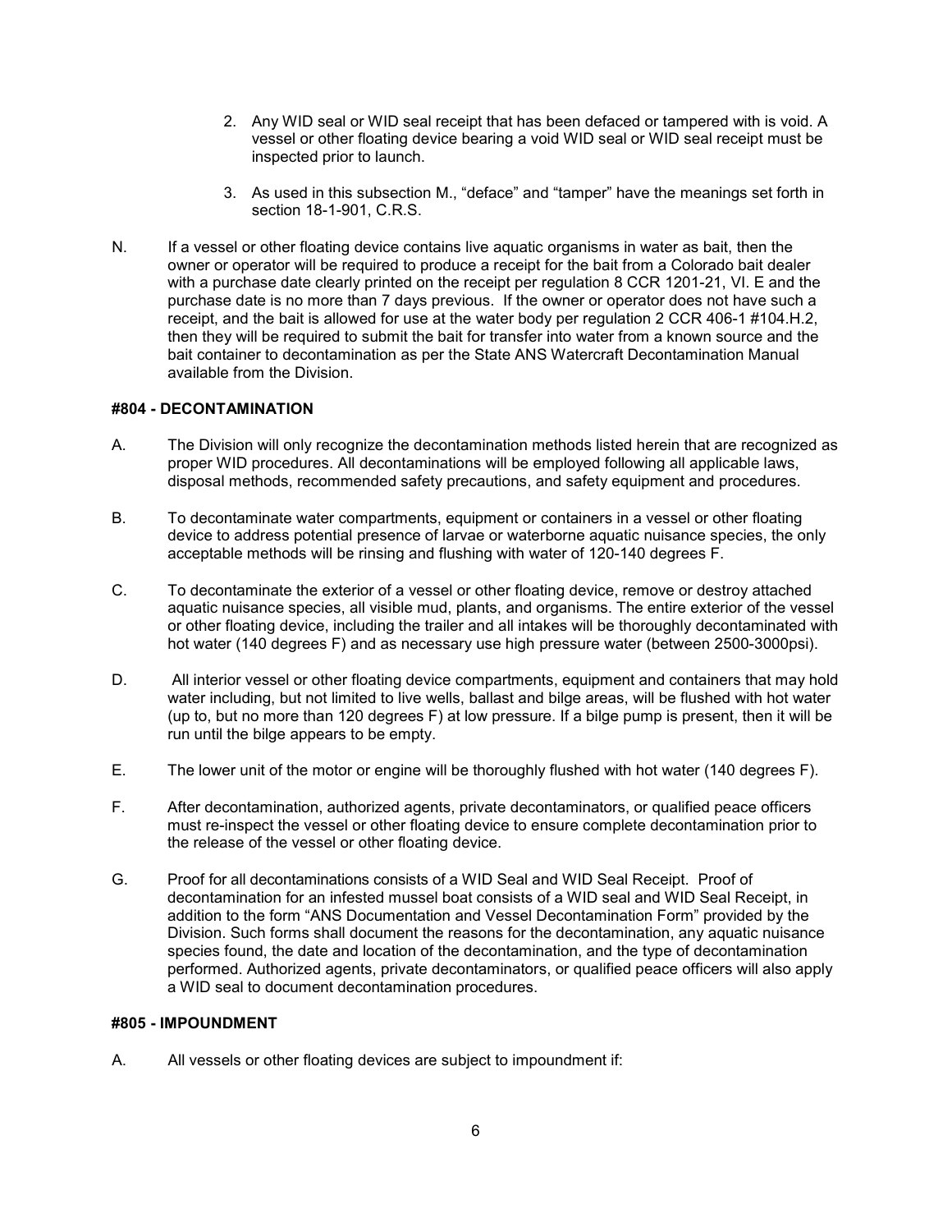2. Any WID seal or WID seal receipt that has been defaced or tampered with is void. A vessel or other floating device bearing a void WID seal or WID seal receipt must be inspected prior to launch.

3. As used in this subsection M., “deface” and “tamper” have the meanings set forth in section 18-1-901, C.R.S.

N. If a vessel or other floating device contains live aquatic organisms in water as bait, then the owner or operator will be required to produce a receipt for the bait from a Colorado bait dealer with a purchase date clearly printed on the receipt per regulation 8 CCR 1201-21, VI. E and the purchase date is no more than 7 days previous. If the owner or operator does not have such a receipt, and the bait is allowed for use at the water body per regulation 2 CCR 406-1 #104.H.2, then they will be required to submit the bait for transfer into water from a known source and the bait container to decontamination as per the State ANS Watercraft Decontamination Manual available from the Division.

**#804 - DECONTAMINATION**

A. The Division will only recognize the decontamination methods listed herein that are recognized as proper WID procedures. All decontaminations will be employed following all applicable laws, disposal methods, recommended safety precautions, and safety equipment and procedures.

B. To decontaminate water compartments, equipment or containers in a vessel or other floating device to address potential presence of larvae or waterborne aquatic nuisance species, the only acceptable methods will be rinsing and flushing with water of 120-140 degrees F.

C. To decontaminate the exterior of a vessel or other floating device, remove or destroy attached aquatic nuisance species, all visible mud, plants, and organisms. The entire exterior of the vessel or other floating device, including the trailer and all intakes will be thoroughly decontaminated with hot water (140 degrees F) and as necessary use high pressure water (between 2500-3000psi).

D. All interior vessel or other floating device compartments, equipment and containers that may hold water including, but not limited to live wells, ballast and bilge areas, will be flushed with hot water (up to, but no more than 120 degrees F) at low pressure. If a bilge pump is present, then it will be run until the bilge appears to be empty.

E. The lower unit of the motor or engine will be thoroughly flushed with hot water (140 degrees F).

F. After decontamination, authorized agents, private decontaminators, or qualified peace officers must re-inspect the vessel or other floating device to ensure complete decontamination prior to the release of the vessel or other floating device.

G. Proof for all decontaminations consists of a WID Seal and WID Seal Receipt. Proof of decontamination for an infested mussel boat consists of a WID seal and WID Seal Receipt, in addition to the form “ANS Documentation and Vessel Decontamination Form” provided by the Division. Such forms shall document the reasons for the decontamination, any aquatic nuisance species found, the date and location of the decontamination, and the type of decontamination performed. Authorized agents, private decontaminators, or qualified peace officers will also apply a WID seal to document decontamination procedures.

**#805 - IMPOUNDMENT**

A. All vessels or other floating devices are subject to impoundment if: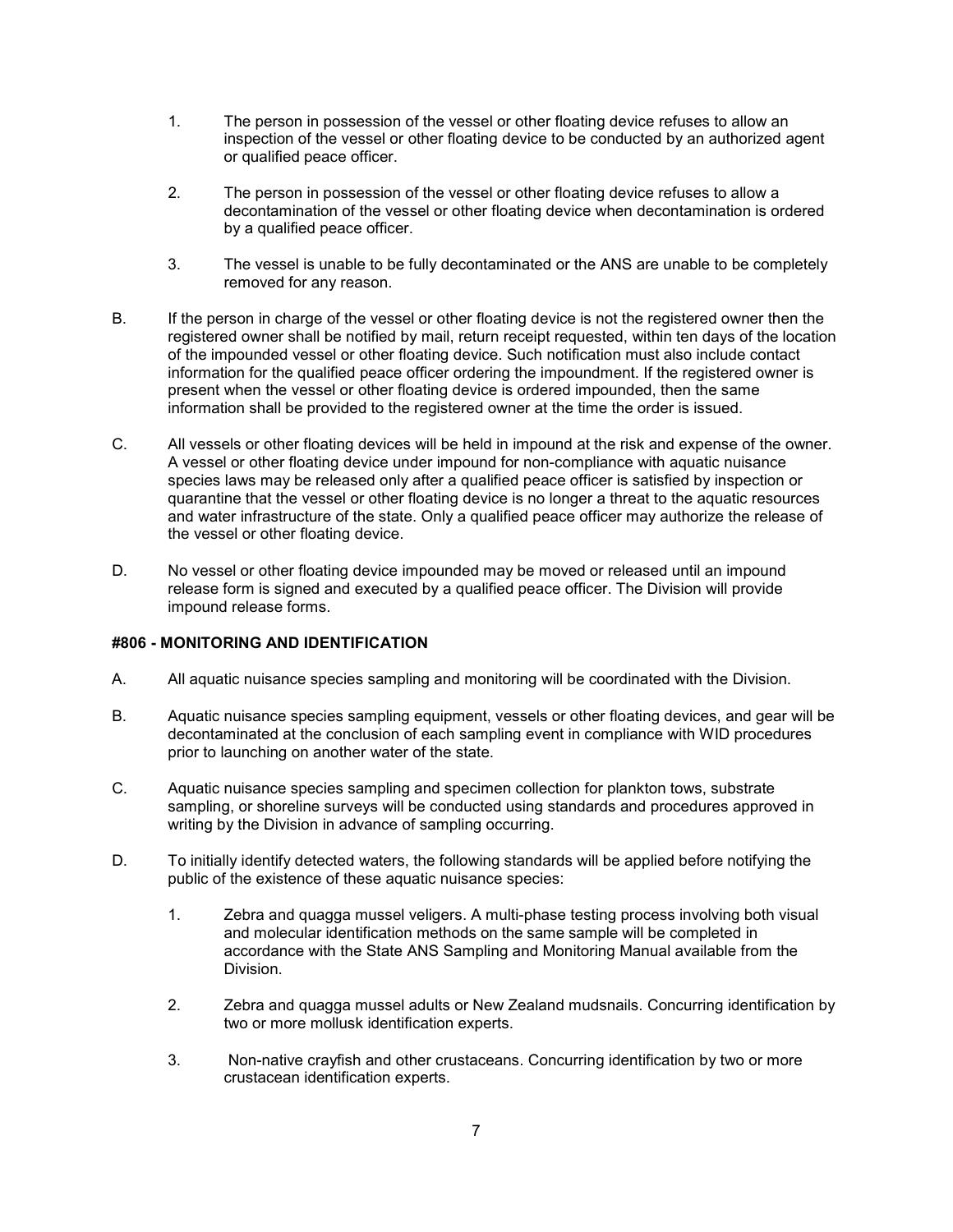1. The person in possession of the vessel or other floating device refuses to allow an inspection of the vessel or other floating device to be conducted by an authorized agent or qualified peace officer.

2. The person in possession of the vessel or other floating device refuses to allow a decontamination of the vessel or other floating device when decontamination is ordered by a qualified peace officer.

3. The vessel is unable to be fully decontaminated or the ANS are unable to be completely removed for any reason.

B. If the person in charge of the vessel or other floating device is not the registered owner then the registered owner shall be notified by mail, return receipt requested, within ten days of the location of the impounded vessel or other floating device. Such notification must also include contact information for the qualified peace officer ordering the impoundment. If the registered owner is present when the vessel or other floating device is ordered impounded, then the same information shall be provided to the registered owner at the time the order is issued.

C. All vessels or other floating devices will be held in impound at the risk and expense of the owner. A vessel or other floating device under impound for non-compliance with aquatic nuisance species laws may be released only after a qualified peace officer is satisfied by inspection or quarantine that the vessel or other floating device is no longer a threat to the aquatic resources and water infrastructure of the state. Only a qualified peace officer may authorize the release of the vessel or other floating device.

D. No vessel or other floating device impounded may be moved or released until an impound release form is signed and executed by a qualified peace officer. The Division will provide impound release forms.

**#806 - MONITORING AND IDENTIFICATION**

A. All aquatic nuisance species sampling and monitoring will be coordinated with the Division.

B. Aquatic nuisance species sampling equipment, vessels or other floating devices, and gear will be decontaminated at the conclusion of each sampling event in compliance with WID procedures prior to launching on another water of the state.

C. Aquatic nuisance species sampling and specimen collection for plankton tows, substrate sampling, or shoreline surveys will be conducted using standards and procedures approved in writing by the Division in advance of sampling occurring.

D. To initially identify detected waters, the following standards will be applied before notifying the public of the existence of these aquatic nuisance species:

1. Zebra and quagga mussel veligers. A multi-phase testing process involving both visual and molecular identification methods on the same sample will be completed in accordance with the State ANS Sampling and Monitoring Manual available from the Division.

2. Zebra and quagga mussel adults or New Zealand mudsnails. Concurring identification by two or more mollusk identification experts.

3. Non-native crayfish and other crustaceans. Concurring identification by two or more crustacean identification experts.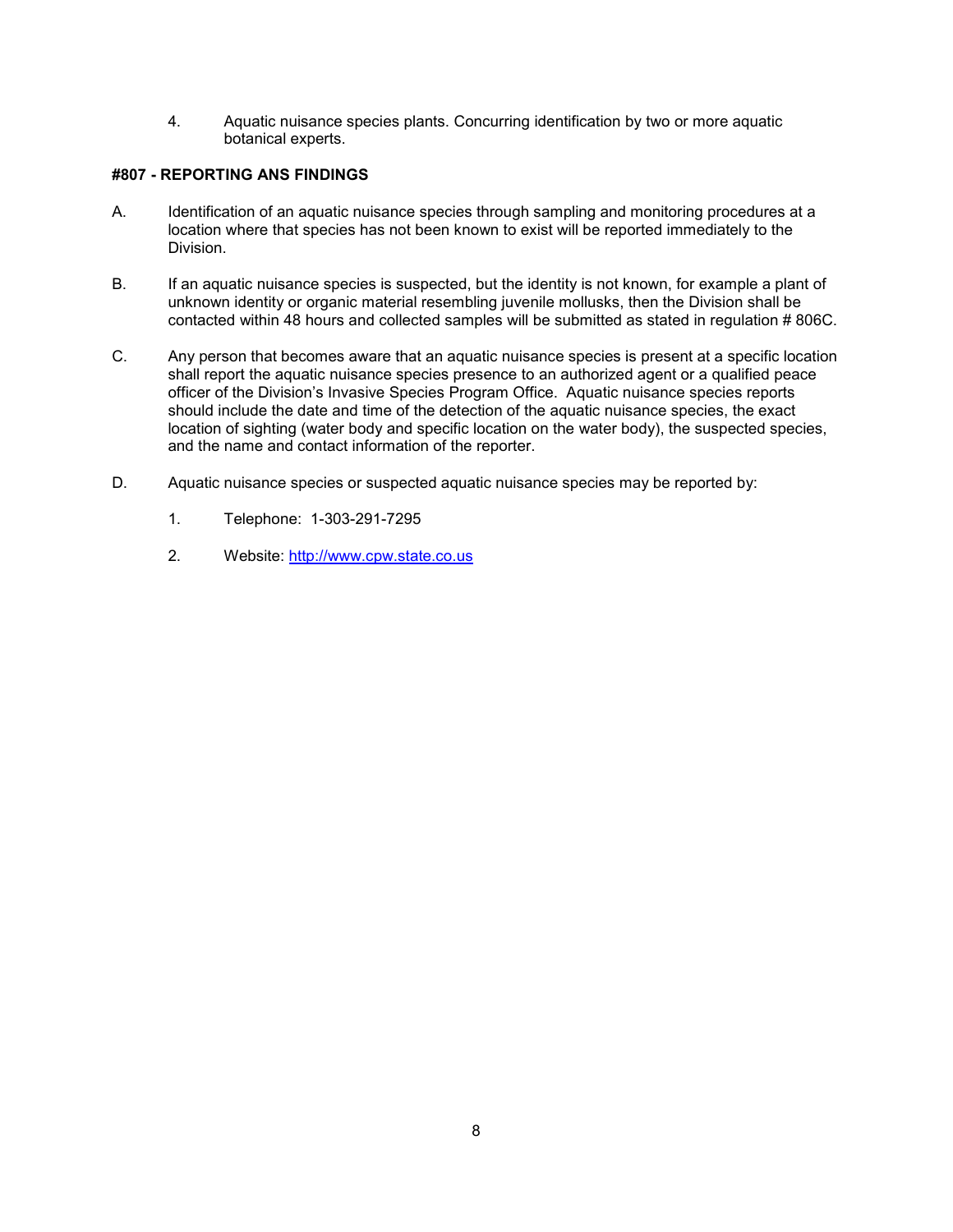4. Aquatic nuisance species plants. Concurring identification by two or more aquatic botanical experts.

**#807 - REPORTING ANS FINDINGS**

A. Identification of an aquatic nuisance species through sampling and monitoring procedures at a location where that species has not been known to exist will be reported immediately to the Division.

B. If an aquatic nuisance species is suspected, but the identity is not known, for example a plant of unknown identity or organic material resembling juvenile mollusks, then the Division shall be contacted within 48 hours and collected samples will be submitted as stated in regulation # 806C.

C. Any person that becomes aware that an aquatic nuisance species is present at a specific location shall report the aquatic nuisance species presence to an authorized agent or a qualified peace officer of the Division's Invasive Species Program Office. Aquatic nuisance species reports should include the date and time of the detection of the aquatic nuisance species, the exact location of sighting (water body and specific location on the water body), the suspected species, and the name and contact information of the reporter.

D. Aquatic nuisance species or suspected aquatic nuisance species may be reported by:

   1. Telephone: 1-303-291-7295

   2. Website: [http://www.cpw.state.co.us](http://www.cpw.state.co.us)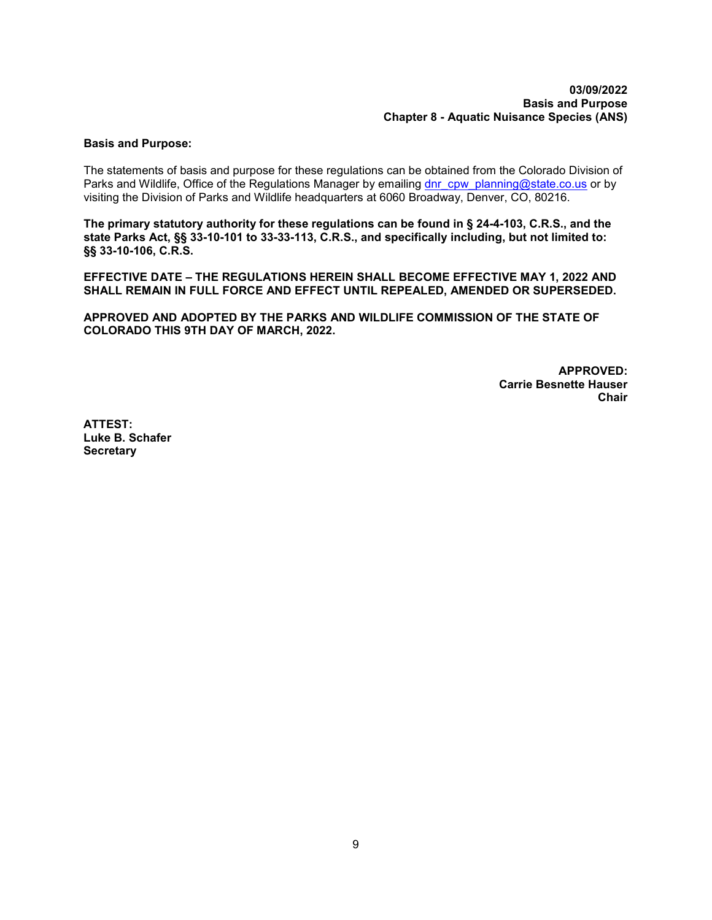**03/09/2022**
**Basis and Purpose**
**Chapter 8 - Aquatic Nuisance Species (ANS)**

**Basis and Purpose:**

The statements of basis and purpose for these regulations can be obtained from the Colorado Division of Parks and Wildlife, Office of the Regulations Manager by emailing dnr_cpw_planning@state.co.us or by visiting the Division of Parks and Wildlife headquarters at 6060 Broadway, Denver, CO, 80216.

**The primary statutory authority for these regulations can be found in § 24-4-103, C.R.S., and the state Parks Act, §§ 33-10-101 to 33-33-113, C.R.S., and specifically including, but not limited to: §§ 33-10-106, C.R.S.**

**EFFECTIVE DATE – THE REGULATIONS HEREIN SHALL BECOME EFFECTIVE MAY 1, 2022 AND SHALL REMAIN IN FULL FORCE AND EFFECT UNTIL REPEALED, AMENDED OR SUPERSEDED.**

**APPROVED AND ADOPTED BY THE PARKS AND WILDLIFE COMMISSION OF THE STATE OF COLORADO THIS 9TH DAY OF MARCH, 2022.**

**APPROVED:**
**Carrie Besnette Hauser**
**Chair**

**ATTEST:**
**Luke B. Schafer**
**Secretary**